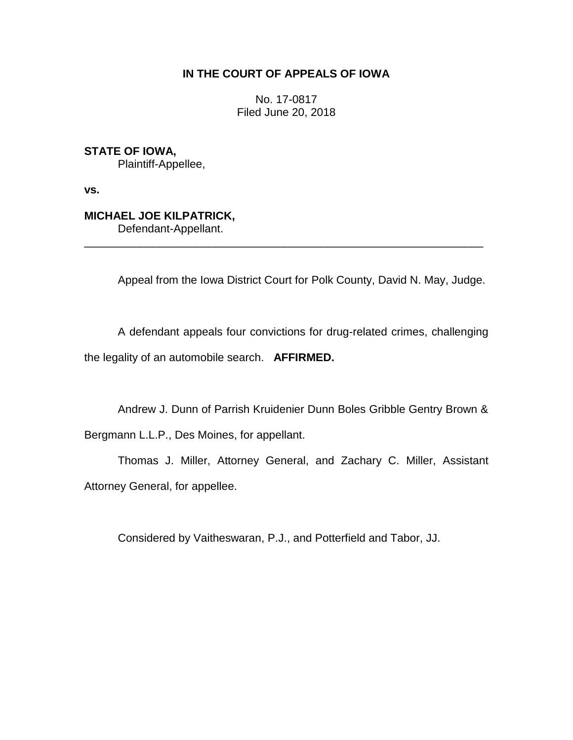**IN THE COURT OF APPEALS OF IOWA**

No. 17-0817
Filed June 20, 2018

**STATE OF IOWA,**
Plaintiff-Appellee,

**vs.**

**MICHAEL JOE KILPATRICK,**
Defendant-Appellant.

---

Appeal from the Iowa District Court for Polk County, David N. May, Judge.

A defendant appeals four convictions for drug-related crimes, challenging the legality of an automobile search. **AFFIRMED.**

Andrew J. Dunn of Parrish Kruidenier Dunn Boles Gribble Gentry Brown & Bergmann L.L.P., Des Moines, for appellant.

Thomas J. Miller, Attorney General, and Zachary C. Miller, Assistant Attorney General, for appellee.

Considered by Vaitheswaran, P.J., and Potterfield and Tabor, JJ.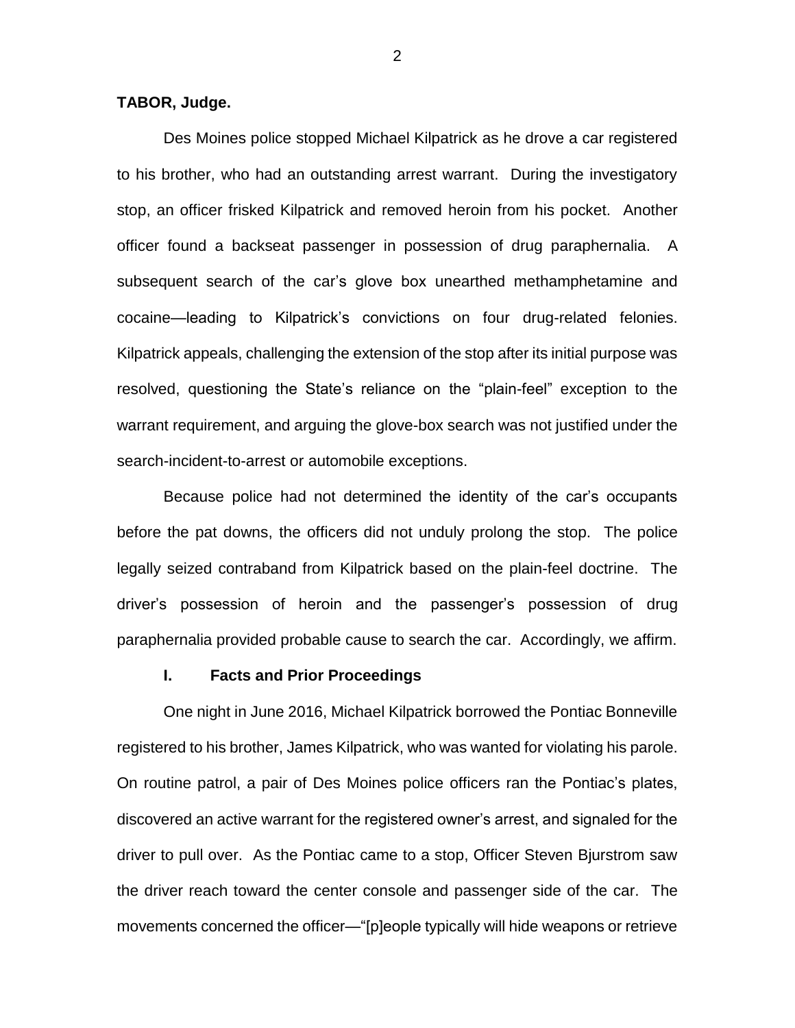**TABOR, Judge.**

Des Moines police stopped Michael Kilpatrick as he drove a car registered to his brother, who had an outstanding arrest warrant. During the investigatory stop, an officer frisked Kilpatrick and removed heroin from his pocket. Another officer found a backseat passenger in possession of drug paraphernalia. A subsequent search of the car's glove box unearthed methamphetamine and cocaine—leading to Kilpatrick's convictions on four drug-related felonies. Kilpatrick appeals, challenging the extension of the stop after its initial purpose was resolved, questioning the State's reliance on the "plain-feel" exception to the warrant requirement, and arguing the glove-box search was not justified under the search-incident-to-arrest or automobile exceptions.

Because police had not determined the identity of the car's occupants before the pat downs, the officers did not unduly prolong the stop. The police legally seized contraband from Kilpatrick based on the plain-feel doctrine. The driver's possession of heroin and the passenger's possession of drug paraphernalia provided probable cause to search the car. Accordingly, we affirm.

## I. Facts and Prior Proceedings

One night in June 2016, Michael Kilpatrick borrowed the Pontiac Bonneville registered to his brother, James Kilpatrick, who was wanted for violating his parole. On routine patrol, a pair of Des Moines police officers ran the Pontiac's plates, discovered an active warrant for the registered owner's arrest, and signaled for the driver to pull over. As the Pontiac came to a stop, Officer Steven Bjurstrom saw the driver reach toward the center console and passenger side of the car. The movements concerned the officer—"[p]eople typically will hide weapons or retrieve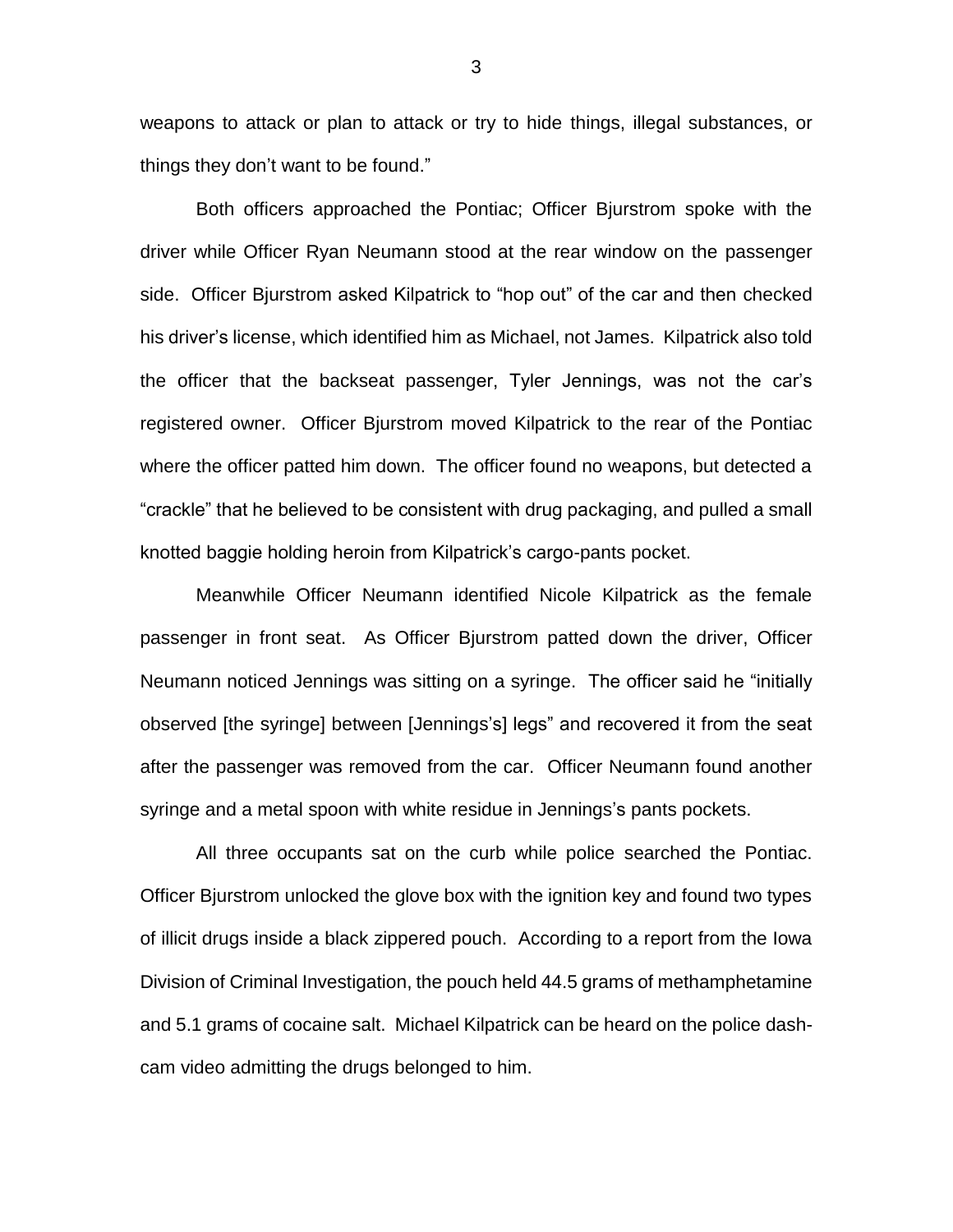weapons to attack or plan to attack or try to hide things, illegal substances, or things they don't want to be found."

Both officers approached the Pontiac; Officer Bjurstrom spoke with the driver while Officer Ryan Neumann stood at the rear window on the passenger side. Officer Bjurstrom asked Kilpatrick to "hop out" of the car and then checked his driver's license, which identified him as Michael, not James. Kilpatrick also told the officer that the backseat passenger, Tyler Jennings, was not the car's registered owner. Officer Bjurstrom moved Kilpatrick to the rear of the Pontiac where the officer patted him down. The officer found no weapons, but detected a "crackle" that he believed to be consistent with drug packaging, and pulled a small knotted baggie holding heroin from Kilpatrick's cargo-pants pocket.

Meanwhile Officer Neumann identified Nicole Kilpatrick as the female passenger in front seat. As Officer Bjurstrom patted down the driver, Officer Neumann noticed Jennings was sitting on a syringe. The officer said he "initially observed [the syringe] between [Jennings's] legs" and recovered it from the seat after the passenger was removed from the car. Officer Neumann found another syringe and a metal spoon with white residue in Jennings's pants pockets.

All three occupants sat on the curb while police searched the Pontiac. Officer Bjurstrom unlocked the glove box with the ignition key and found two types of illicit drugs inside a black zippered pouch. According to a report from the Iowa Division of Criminal Investigation, the pouch held 44.5 grams of methamphetamine and 5.1 grams of cocaine salt. Michael Kilpatrick can be heard on the police dash-cam video admitting the drugs belonged to him.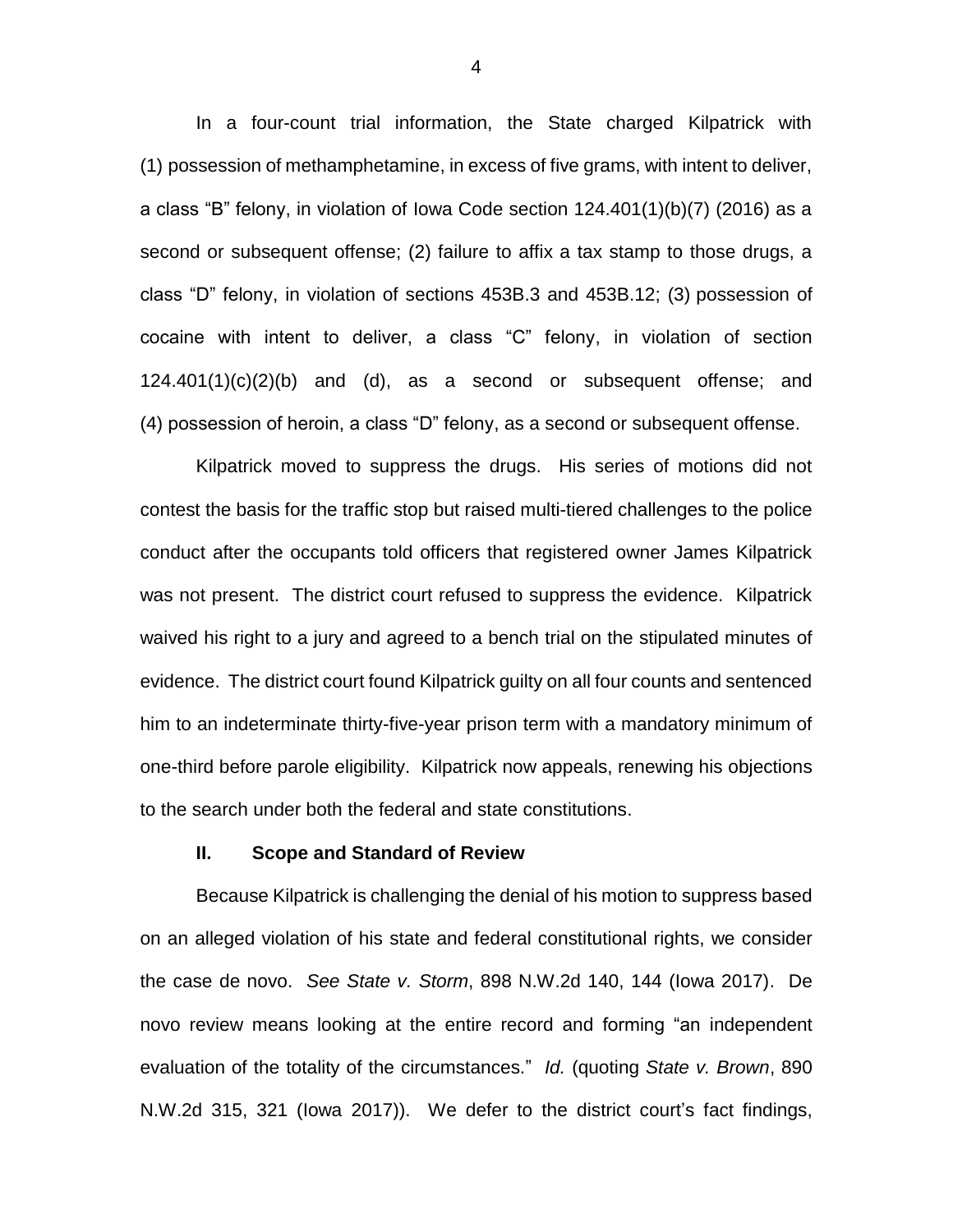In a four-count trial information, the State charged Kilpatrick with (1) possession of methamphetamine, in excess of five grams, with intent to deliver, a class "B" felony, in violation of Iowa Code section 124.401(1)(b)(7) (2016) as a second or subsequent offense; (2) failure to affix a tax stamp to those drugs, a class "D" felony, in violation of sections 453B.3 and 453B.12; (3) possession of cocaine with intent to deliver, a class "C" felony, in violation of section 124.401(1)(c)(2)(b) and (d), as a second or subsequent offense; and (4) possession of heroin, a class "D" felony, as a second or subsequent offense.

Kilpatrick moved to suppress the drugs. His series of motions did not contest the basis for the traffic stop but raised multi-tiered challenges to the police conduct after the occupants told officers that registered owner James Kilpatrick was not present. The district court refused to suppress the evidence. Kilpatrick waived his right to a jury and agreed to a bench trial on the stipulated minutes of evidence. The district court found Kilpatrick guilty on all four counts and sentenced him to an indeterminate thirty-five-year prison term with a mandatory minimum of one-third before parole eligibility. Kilpatrick now appeals, renewing his objections to the search under both the federal and state constitutions.

## II. Scope and Standard of Review

Because Kilpatrick is challenging the denial of his motion to suppress based on an alleged violation of his state and federal constitutional rights, we consider the case de novo. *See State v. Storm*, 898 N.W.2d 140, 144 (Iowa 2017). De novo review means looking at the entire record and forming "an independent evaluation of the totality of the circumstances." *Id.* (quoting *State v. Brown*, 890 N.W.2d 315, 321 (Iowa 2017)). We defer to the district court's fact findings,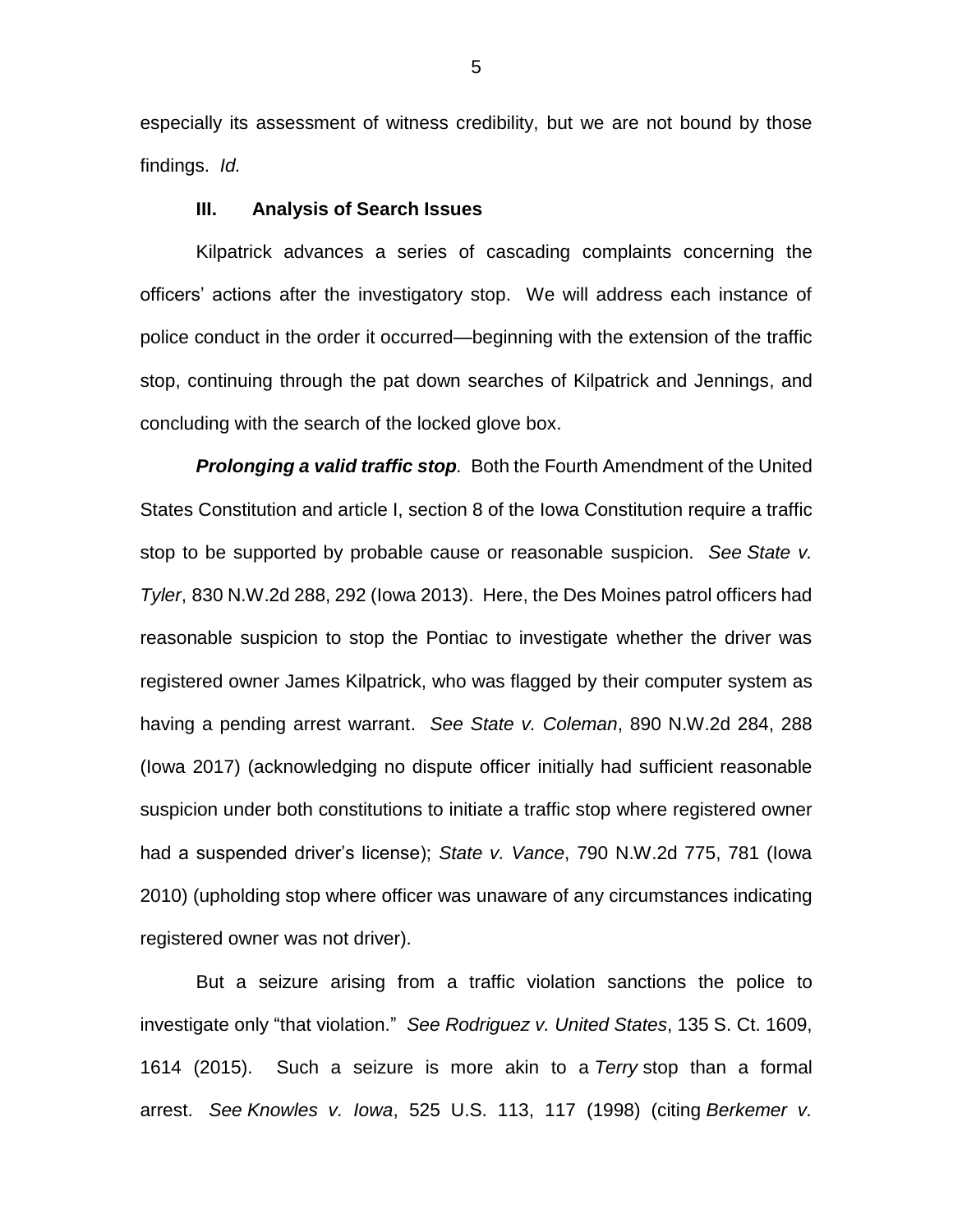especially its assessment of witness credibility, but we are not bound by those findings. *Id.*

### III. Analysis of Search Issues

Kilpatrick advances a series of cascading complaints concerning the officers' actions after the investigatory stop. We will address each instance of police conduct in the order it occurred—beginning with the extension of the traffic stop, continuing through the pat down searches of Kilpatrick and Jennings, and concluding with the search of the locked glove box.

***Prolonging a valid traffic stop.*** Both the Fourth Amendment of the United States Constitution and article I, section 8 of the Iowa Constitution require a traffic stop to be supported by probable cause or reasonable suspicion. *See State v. Tyler*, 830 N.W.2d 288, 292 (Iowa 2013). Here, the Des Moines patrol officers had reasonable suspicion to stop the Pontiac to investigate whether the driver was registered owner James Kilpatrick, who was flagged by their computer system as having a pending arrest warrant. *See State v. Coleman*, 890 N.W.2d 284, 288 (Iowa 2017) (acknowledging no dispute officer initially had sufficient reasonable suspicion under both constitutions to initiate a traffic stop where registered owner had a suspended driver's license); *State v. Vance*, 790 N.W.2d 775, 781 (Iowa 2010) (upholding stop where officer was unaware of any circumstances indicating registered owner was not driver).

But a seizure arising from a traffic violation sanctions the police to investigate only "that violation." *See Rodriguez v. United States*, 135 S. Ct. 1609, 1614 (2015). Such a seizure is more akin to a *Terry* stop than a formal arrest. *See Knowles v. Iowa*, 525 U.S. 113, 117 (1998) (citing *Berkemer v.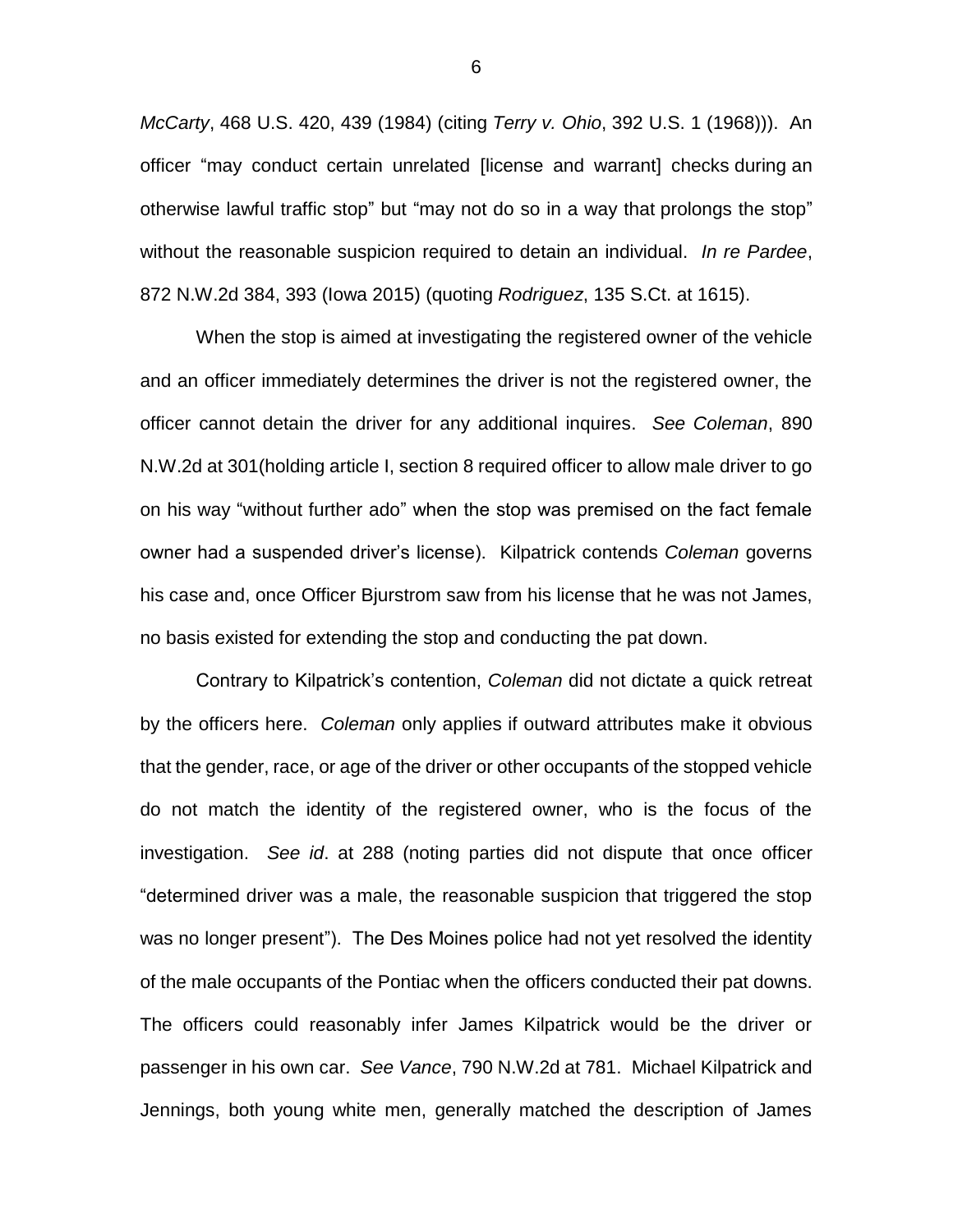*McCarty*, 468 U.S. 420, 439 (1984) (citing *Terry v. Ohio*, 392 U.S. 1 (1968))). An officer "may conduct certain unrelated [license and warrant] checks during an otherwise lawful traffic stop" but "may not do so in a way that prolongs the stop" without the reasonable suspicion required to detain an individual. *In re Pardee*, 872 N.W.2d 384, 393 (Iowa 2015) (quoting *Rodriguez*, 135 S.Ct. at 1615).

When the stop is aimed at investigating the registered owner of the vehicle and an officer immediately determines the driver is not the registered owner, the officer cannot detain the driver for any additional inquires. *See Coleman*, 890 N.W.2d at 301(holding article I, section 8 required officer to allow male driver to go on his way "without further ado" when the stop was premised on the fact female owner had a suspended driver's license). Kilpatrick contends *Coleman* governs his case and, once Officer Bjurstrom saw from his license that he was not James, no basis existed for extending the stop and conducting the pat down.

Contrary to Kilpatrick's contention, *Coleman* did not dictate a quick retreat by the officers here. *Coleman* only applies if outward attributes make it obvious that the gender, race, or age of the driver or other occupants of the stopped vehicle do not match the identity of the registered owner, who is the focus of the investigation. *See id*. at 288 (noting parties did not dispute that once officer "determined driver was a male, the reasonable suspicion that triggered the stop was no longer present"). The Des Moines police had not yet resolved the identity of the male occupants of the Pontiac when the officers conducted their pat downs. The officers could reasonably infer James Kilpatrick would be the driver or passenger in his own car. *See Vance*, 790 N.W.2d at 781. Michael Kilpatrick and Jennings, both young white men, generally matched the description of James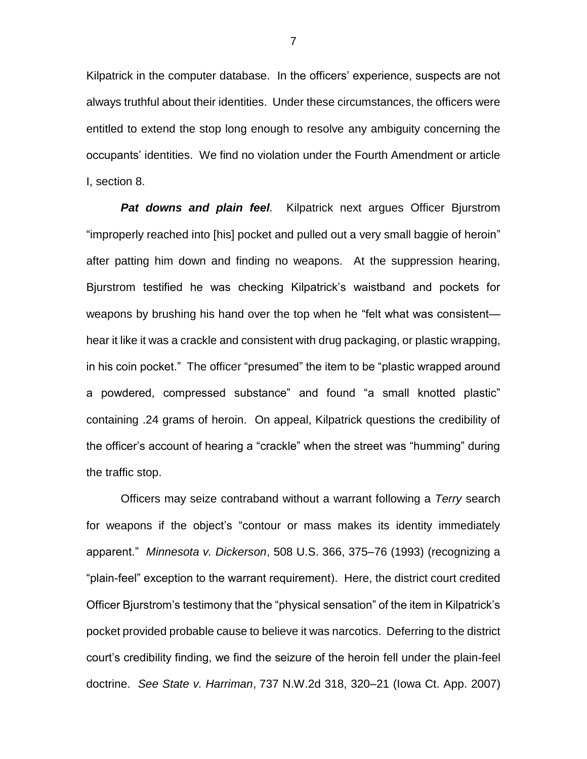Kilpatrick in the computer database. In the officers' experience, suspects are not always truthful about their identities. Under these circumstances, the officers were entitled to extend the stop long enough to resolve any ambiguity concerning the occupants' identities. We find no violation under the Fourth Amendment or article I, section 8.

***Pat downs and plain feel.*** Kilpatrick next argues Officer Bjurstrom "improperly reached into [his] pocket and pulled out a very small baggie of heroin" after patting him down and finding no weapons. At the suppression hearing, Bjurstrom testified he was checking Kilpatrick's waistband and pockets for weapons by brushing his hand over the top when he "felt what was consistent—hear it like it was a crackle and consistent with drug packaging, or plastic wrapping, in his coin pocket." The officer "presumed" the item to be "plastic wrapped around a powdered, compressed substance" and found "a small knotted plastic" containing .24 grams of heroin. On appeal, Kilpatrick questions the credibility of the officer's account of hearing a "crackle" when the street was "humming" during the traffic stop.

Officers may seize contraband without a warrant following a *Terry* search for weapons if the object's "contour or mass makes its identity immediately apparent." *Minnesota v. Dickerson*, 508 U.S. 366, 375–76 (1993) (recognizing a "plain-feel" exception to the warrant requirement). Here, the district court credited Officer Bjurstrom's testimony that the "physical sensation" of the item in Kilpatrick's pocket provided probable cause to believe it was narcotics. Deferring to the district court's credibility finding, we find the seizure of the heroin fell under the plain-feel doctrine. *See State v. Harriman*, 737 N.W.2d 318, 320–21 (Iowa Ct. App. 2007)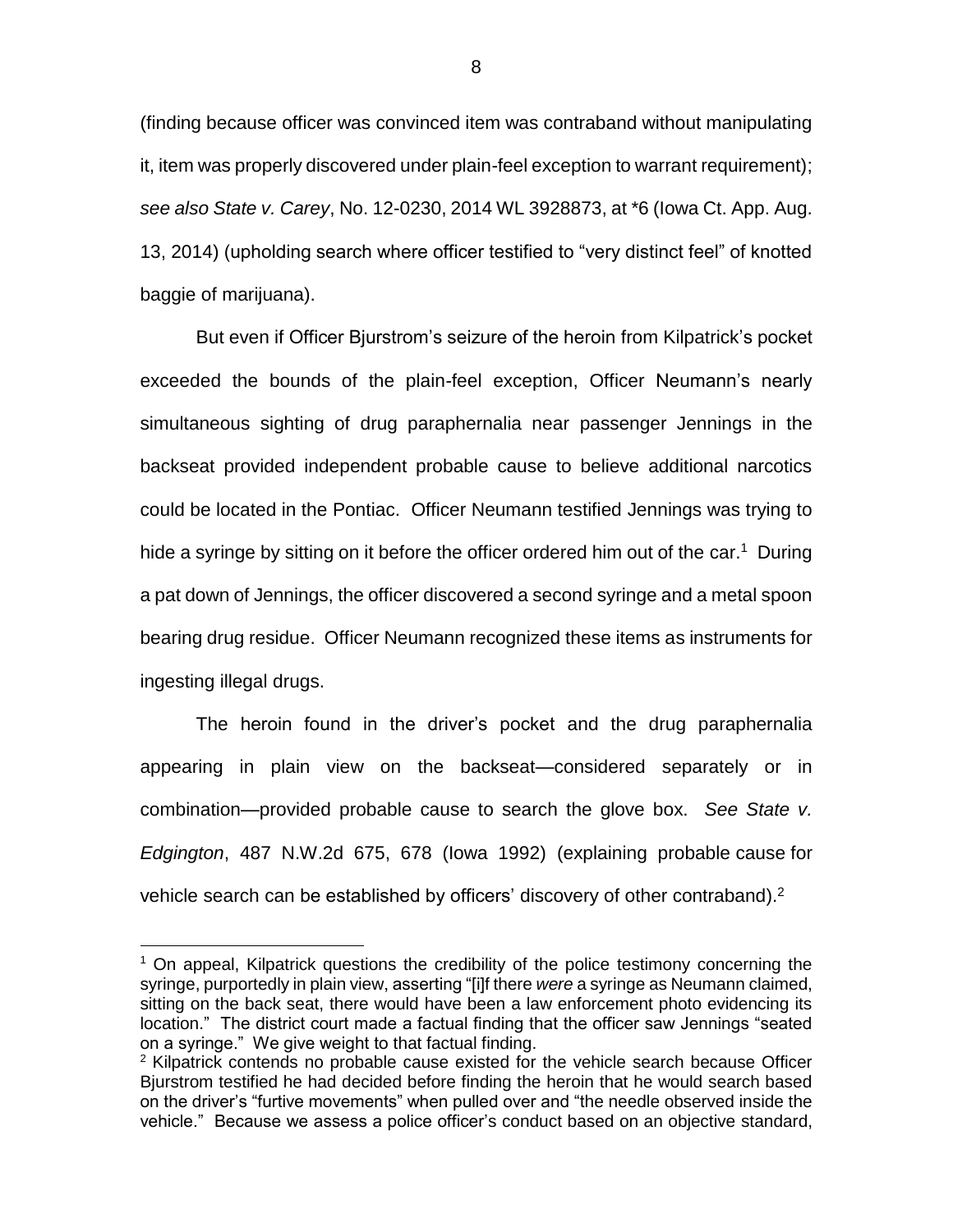(finding because officer was convinced item was contraband without manipulating it, item was properly discovered under plain-feel exception to warrant requirement); *see also State v. Carey*, No. 12-0230, 2014 WL 3928873, at *6 (Iowa Ct. App. Aug. 13, 2014) (upholding search where officer testified to "very distinct feel" of knotted baggie of marijuana).

But even if Officer Bjurstrom's seizure of the heroin from Kilpatrick's pocket exceeded the bounds of the plain-feel exception, Officer Neumann's nearly simultaneous sighting of drug paraphernalia near passenger Jennings in the backseat provided independent probable cause to believe additional narcotics could be located in the Pontiac. Officer Neumann testified Jennings was trying to hide a syringe by sitting on it before the officer ordered him out of the car.[1] During a pat down of Jennings, the officer discovered a second syringe and a metal spoon bearing drug residue. Officer Neumann recognized these items as instruments for ingesting illegal drugs.

The heroin found in the driver's pocket and the drug paraphernalia appearing in plain view on the backseat—considered separately or in combination—provided probable cause to search the glove box. *See State v. Edgington*, 487 N.W.2d 675, 678 (Iowa 1992) (explaining probable cause for vehicle search can be established by officers' discovery of other contraband).[2]

---

[1] On appeal, Kilpatrick questions the credibility of the police testimony concerning the syringe, purportedly in plain view, asserting "[i]f there *were* a syringe as Neumann claimed, sitting on the back seat, there would have been a law enforcement photo evidencing its location." The district court made a factual finding that the officer saw Jennings "seated on a syringe." We give weight to that factual finding.

[2] Kilpatrick contends no probable cause existed for the vehicle search because Officer Bjurstrom testified he had decided before finding the heroin that he would search based on the driver's "furtive movements" when pulled over and "the needle observed inside the vehicle." Because we assess a police officer's conduct based on an objective standard,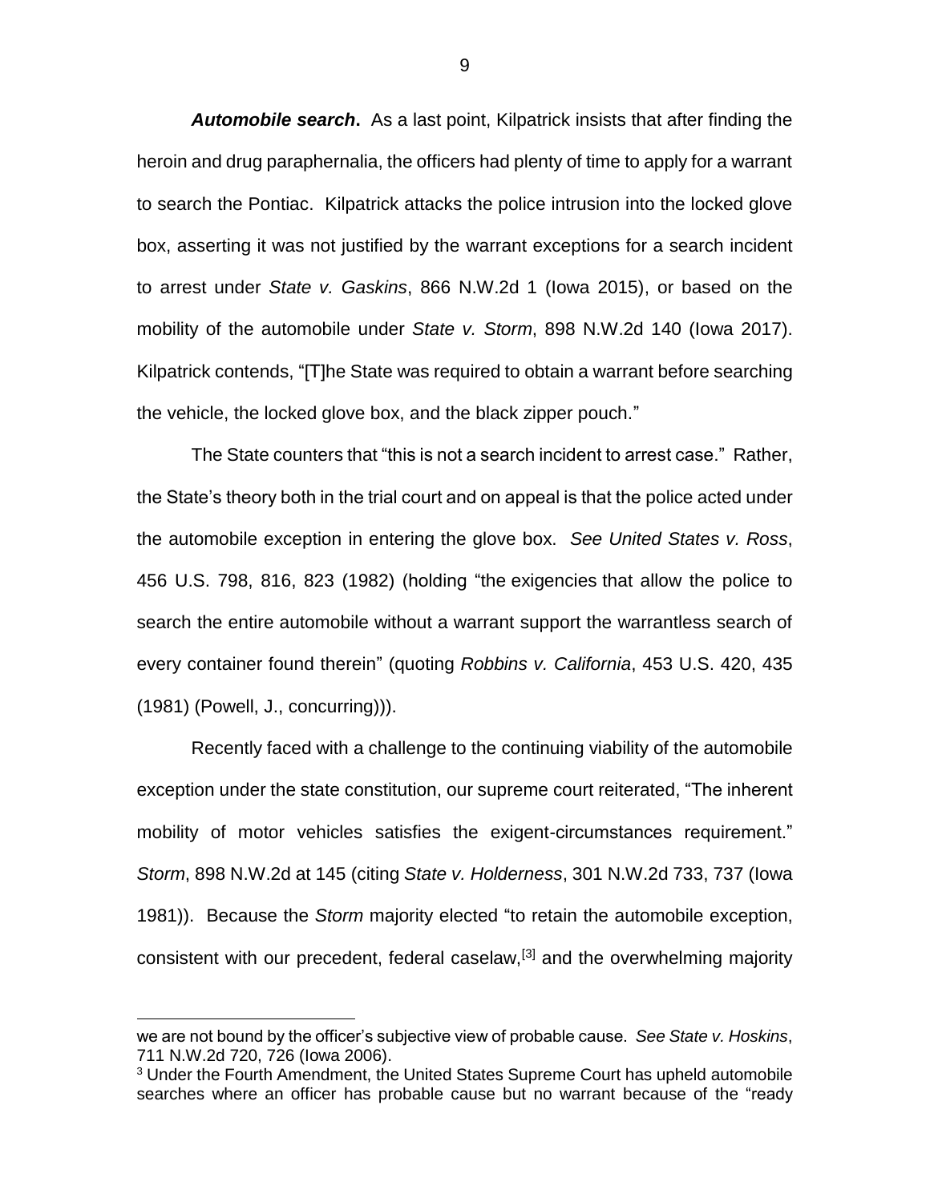***Automobile search*.** As a last point, Kilpatrick insists that after finding the heroin and drug paraphernalia, the officers had plenty of time to apply for a warrant to search the Pontiac. Kilpatrick attacks the police intrusion into the locked glove box, asserting it was not justified by the warrant exceptions for a search incident to arrest under *State v. Gaskins*, 866 N.W.2d 1 (Iowa 2015), or based on the mobility of the automobile under *State v. Storm*, 898 N.W.2d 140 (Iowa 2017). Kilpatrick contends, "[T]he State was required to obtain a warrant before searching the vehicle, the locked glove box, and the black zipper pouch."

The State counters that "this is not a search incident to arrest case." Rather, the State's theory both in the trial court and on appeal is that the police acted under the automobile exception in entering the glove box. *See United States v. Ross*, 456 U.S. 798, 816, 823 (1982) (holding "the exigencies that allow the police to search the entire automobile without a warrant support the warrantless search of every container found therein" (quoting *Robbins v. California*, 453 U.S. 420, 435 (1981) (Powell, J., concurring))).

Recently faced with a challenge to the continuing viability of the automobile exception under the state constitution, our supreme court reiterated, "The inherent mobility of motor vehicles satisfies the exigent-circumstances requirement." *Storm*, 898 N.W.2d at 145 (citing *State v. Holderness*, 301 N.W.2d 733, 737 (Iowa 1981)). Because the *Storm* majority elected "to retain the automobile exception, consistent with our precedent, federal caselaw,[3] and the overwhelming majority

---

we are not bound by the officer's subjective view of probable cause. *See State v. Hoskins*, 711 N.W.2d 720, 726 (Iowa 2006).

[3] Under the Fourth Amendment, the United States Supreme Court has upheld automobile searches where an officer has probable cause but no warrant because of the "ready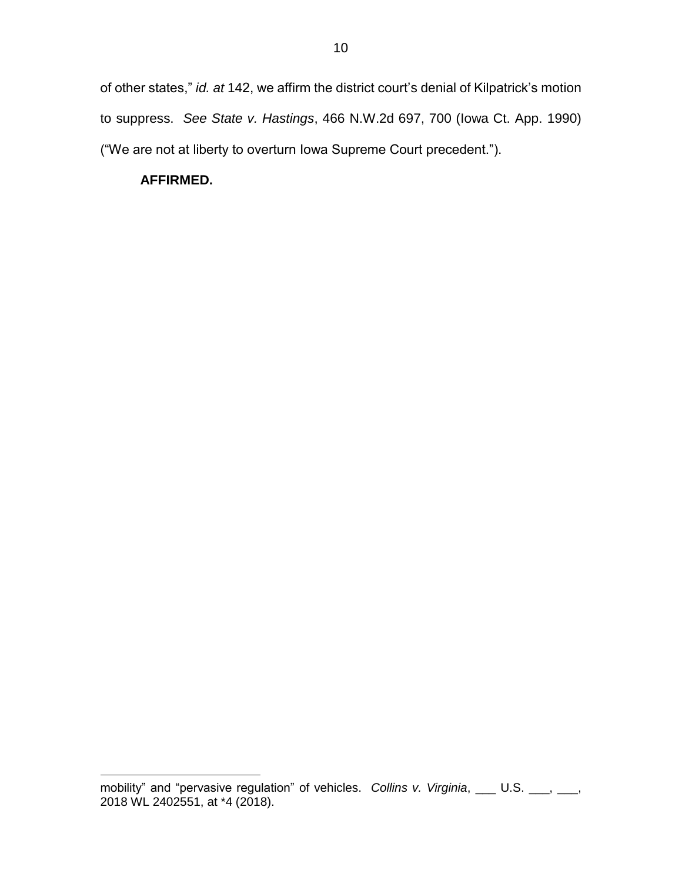of other states," *id. at* 142, we affirm the district court's denial of Kilpatrick's motion to suppress. *See State v. Hastings*, 466 N.W.2d 697, 700 (Iowa Ct. App. 1990) ("We are not at liberty to overturn Iowa Supreme Court precedent.").

**AFFIRMED.**

---

mobility" and "pervasive regulation" of vehicles. *Collins v. Virginia*, ___ U.S. ___, ___, 2018 WL 2402551, at *4 (2018).